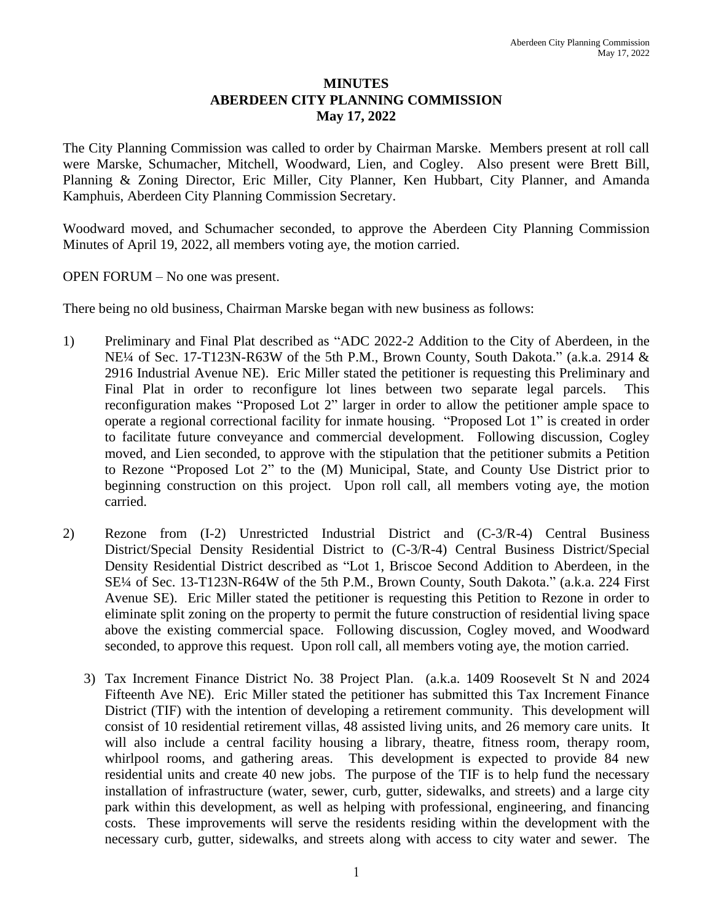# MINUTES
# ABERDEEN CITY PLANNING COMMISSION
# May 17, 2022

The City Planning Commission was called to order by Chairman Marske. Members present at roll call were Marske, Schumacher, Mitchell, Woodward, Lien, and Cogley. Also present were Brett Bill, Planning & Zoning Director, Eric Miller, City Planner, Ken Hubbart, City Planner, and Amanda Kamphuis, Aberdeen City Planning Commission Secretary.

Woodward moved, and Schumacher seconded, to approve the Aberdeen City Planning Commission Minutes of April 19, 2022, all members voting aye, the motion carried.

OPEN FORUM – No one was present.

There being no old business, Chairman Marske began with new business as follows:

1) Preliminary and Final Plat described as "ADC 2022-2 Addition to the City of Aberdeen, in the NE¼ of Sec. 17-T123N-R63W of the 5th P.M., Brown County, South Dakota." (a.k.a. 2914 & 2916 Industrial Avenue NE). Eric Miller stated the petitioner is requesting this Preliminary and Final Plat in order to reconfigure lot lines between two separate legal parcels. This reconfiguration makes "Proposed Lot 2" larger in order to allow the petitioner ample space to operate a regional correctional facility for inmate housing. "Proposed Lot 1" is created in order to facilitate future conveyance and commercial development. Following discussion, Cogley moved, and Lien seconded, to approve with the stipulation that the petitioner submits a Petition to Rezone "Proposed Lot 2" to the (M) Municipal, State, and County Use District prior to beginning construction on this project. Upon roll call, all members voting aye, the motion carried.

2) Rezone from (I-2) Unrestricted Industrial District and (C-3/R-4) Central Business District/Special Density Residential District to (C-3/R-4) Central Business District/Special Density Residential District described as "Lot 1, Briscoe Second Addition to Aberdeen, in the SE¼ of Sec. 13-T123N-R64W of the 5th P.M., Brown County, South Dakota." (a.k.a. 224 First Avenue SE). Eric Miller stated the petitioner is requesting this Petition to Rezone in order to eliminate split zoning on the property to permit the future construction of residential living space above the existing commercial space. Following discussion, Cogley moved, and Woodward seconded, to approve this request. Upon roll call, all members voting aye, the motion carried.

3) Tax Increment Finance District No. 38 Project Plan. (a.k.a. 1409 Roosevelt St N and 2024 Fifteenth Ave NE). Eric Miller stated the petitioner has submitted this Tax Increment Finance District (TIF) with the intention of developing a retirement community. This development will consist of 10 residential retirement villas, 48 assisted living units, and 26 memory care units. It will also include a central facility housing a library, theatre, fitness room, therapy room, whirlpool rooms, and gathering areas. This development is expected to provide 84 new residential units and create 40 new jobs. The purpose of the TIF is to help fund the necessary installation of infrastructure (water, sewer, curb, gutter, sidewalks, and streets) and a large city park within this development, as well as helping with professional, engineering, and financing costs. These improvements will serve the residents residing within the development with the necessary curb, gutter, sidewalks, and streets along with access to city water and sewer. The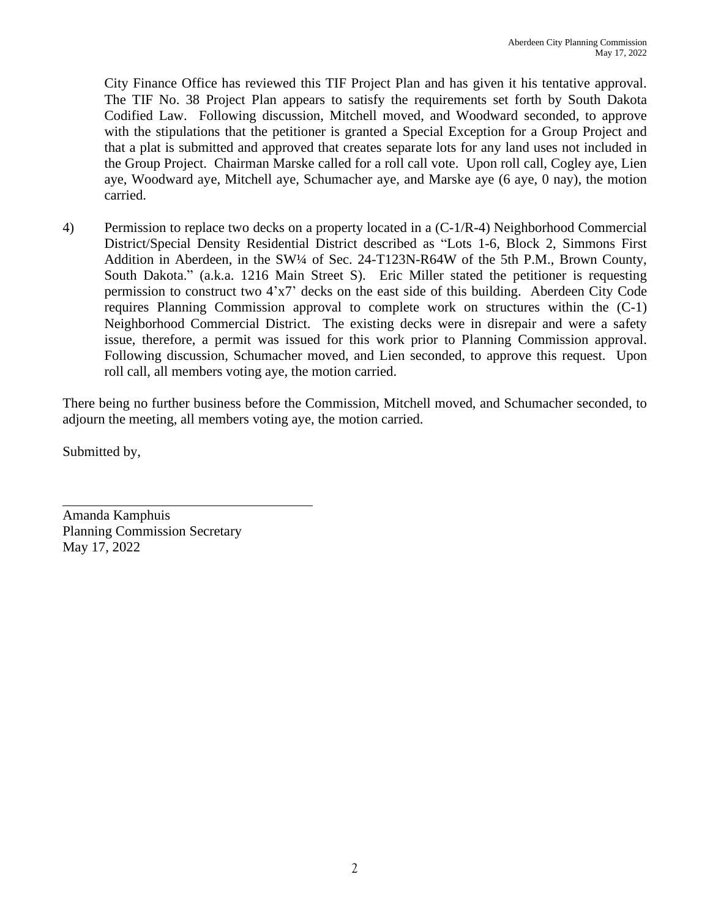City Finance Office has reviewed this TIF Project Plan and has given it his tentative approval. The TIF No. 38 Project Plan appears to satisfy the requirements set forth by South Dakota Codified Law. Following discussion, Mitchell moved, and Woodward seconded, to approve with the stipulations that the petitioner is granted a Special Exception for a Group Project and that a plat is submitted and approved that creates separate lots for any land uses not included in the Group Project. Chairman Marske called for a roll call vote. Upon roll call, Cogley aye, Lien aye, Woodward aye, Mitchell aye, Schumacher aye, and Marske aye (6 aye, 0 nay), the motion carried.

4) Permission to replace two decks on a property located in a (C-1/R-4) Neighborhood Commercial District/Special Density Residential District described as "Lots 1-6, Block 2, Simmons First Addition in Aberdeen, in the SW¼ of Sec. 24-T123N-R64W of the 5th P.M., Brown County, South Dakota." (a.k.a. 1216 Main Street S). Eric Miller stated the petitioner is requesting permission to construct two 4'x7' decks on the east side of this building. Aberdeen City Code requires Planning Commission approval to complete work on structures within the (C-1) Neighborhood Commercial District. The existing decks were in disrepair and were a safety issue, therefore, a permit was issued for this work prior to Planning Commission approval. Following discussion, Schumacher moved, and Lien seconded, to approve this request. Upon roll call, all members voting aye, the motion carried.

There being no further business before the Commission, Mitchell moved, and Schumacher seconded, to adjourn the meeting, all members voting aye, the motion carried.

Submitted by,

\_\_\_\_\_\_\_\_\_\_\_\_\_\_\_\_\_\_\_\_\_\_\_\_\_\_\_\_\_\_\_\_\_\_\_\_\_\_

Amanda Kamphuis
Planning Commission Secretary
May 17, 2022